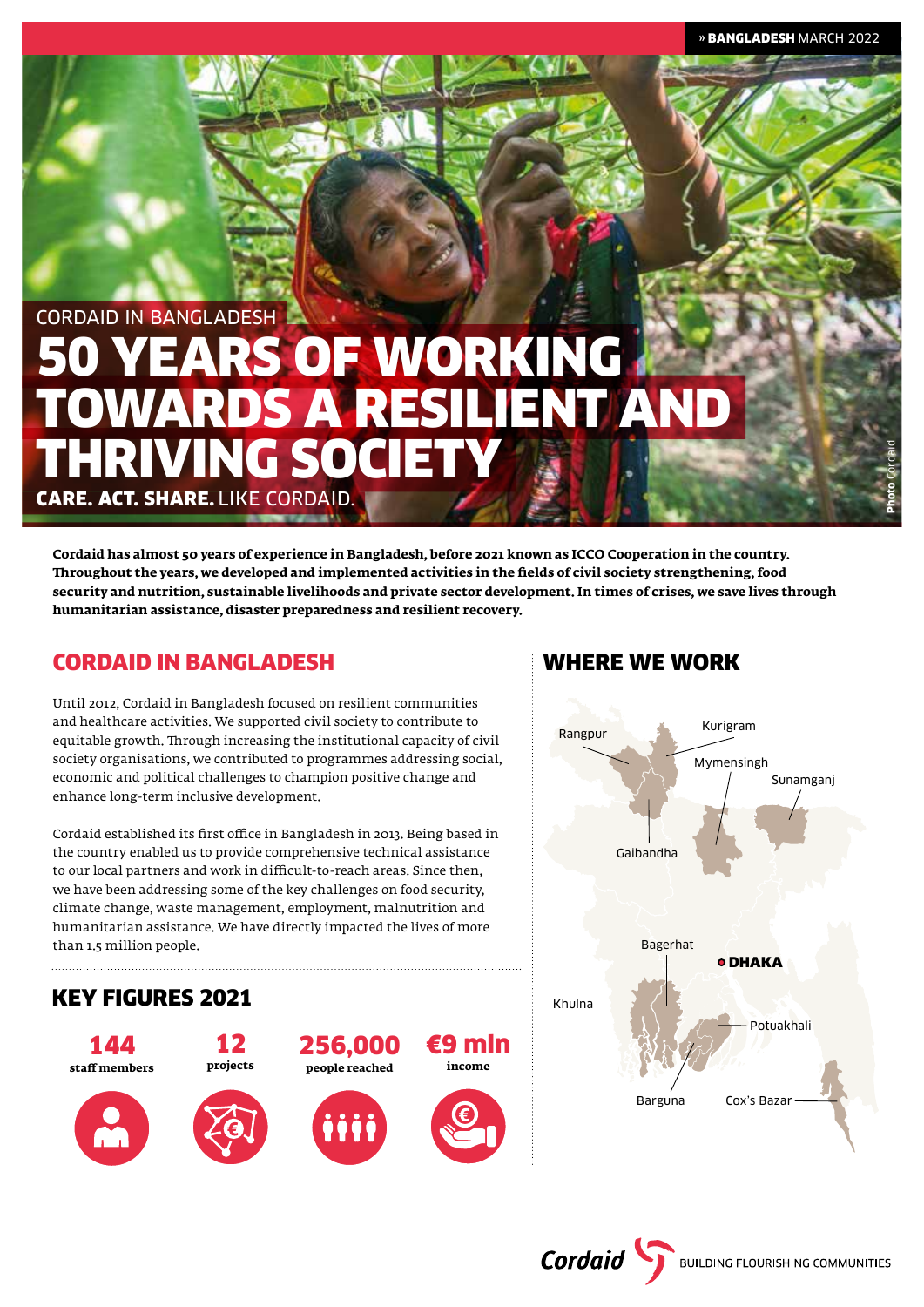CORDAID IN BANGLADESH

# 50 YEARS OF WORKING TOWARDS A RESILIENT AND THRIVING SOCIETY

**CARE. ACT. SHARE.** LIKE CORDAID.

**Cordaid has almost 50 years of experience in Bangladesh, before 2021 known as ICCO Cooperation in the country. Throughout the years, we developed and implemented activities in the fields of civil society strengthening, food security and nutrition, sustainable livelihoods and private sector development. In times of crises, we save lives through humanitarian assistance, disaster preparedness and resilient recovery.**

## CORDAID IN BANGLADESH

Until 2012, Cordaid in Bangladesh focused on resilient communities and healthcare activities. We supported civil society to contribute to equitable growth. Through increasing the institutional capacity of civil society organisations, we contributed to programmes addressing social, economic and political challenges to champion positive change and enhance long-term inclusive development.

Cordaid established its first office in Bangladesh in 2013. Being based in the country enabled us to provide comprehensive technical assistance to our local partners and work in difficult-to-reach areas. Since then, we have been addressing some of the key challenges on food security, climate change, waste management, employment, malnutrition and humanitarian assistance. We have directly impacted the lives of more than 1.5 million people.

## KEY FIGURES 2021

| 144 | 12 | 256,000 | €9 mln |
|---|---|---|---|
| staff members | projects | people reached | income |

## WHERE WE WORK

Rangpur, Kurigram, Mymensingh, Sunamganj, Gaibandha, Bagerhat, DHAKA, Khulna, Potuakhali, Barguna, Cox's Bazar

Cordaid BUILDING FLOURISHING COMMUNITIES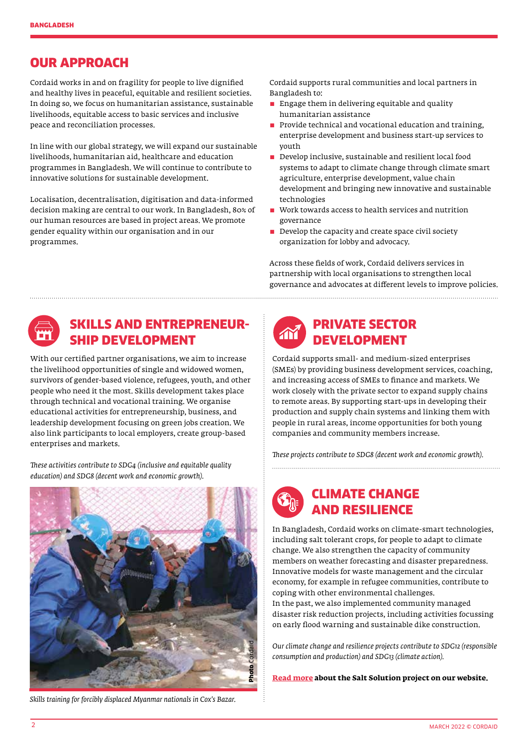## OUR APPROACH

Cordaid works in and on fragility for people to live dignified and healthy lives in peaceful, equitable and resilient societies. In doing so, we focus on humanitarian assistance, sustainable livelihoods, equitable access to basic services and inclusive peace and reconciliation processes.

In line with our global strategy, we will expand our sustainable livelihoods, humanitarian aid, healthcare and education programmes in Bangladesh. We will continue to contribute to innovative solutions for sustainable development.

Localisation, decentralisation, digitisation and data-informed decision making are central to our work. In Bangladesh, 80% of our human resources are based in project areas. We promote gender equality within our organisation and in our programmes.

Cordaid supports rural communities and local partners in Bangladesh to:

- Engage them in delivering equitable and quality humanitarian assistance
- Provide technical and vocational education and training, enterprise development and business start-up services to youth
- Develop inclusive, sustainable and resilient local food systems to adapt to climate change through climate smart agriculture, enterprise development, value chain development and bringing new innovative and sustainable technologies
- Work towards access to health services and nutrition governance
- Develop the capacity and create space civil society organization for lobby and advocacy.

Across these fields of work, Cordaid delivers services in partnership with local organisations to strengthen local governance and advocates at different levels to improve policies.

## SKILLS AND ENTREPRENEURSHIP DEVELOPMENT

With our certified partner organisations, we aim to increase the livelihood opportunities of single and widowed women, survivors of gender-based violence, refugees, youth, and other people who need it the most. Skills development takes place through technical and vocational training. We organise educational activities for entrepreneurship, business, and leadership development focusing on green jobs creation. We also link participants to local employers, create group-based enterprises and markets.

*These activities contribute to SDG4 (inclusive and equitable quality education) and SDG8 (decent work and economic growth).*

Photo Cordaid

*Skills training for forcibly displaced Myanmar nationals in Cox's Bazar.*

## PRIVATE SECTOR DEVELOPMENT

Cordaid supports small- and medium-sized enterprises (SMEs) by providing business development services, coaching, and increasing access of SMEs to finance and markets. We work closely with the private sector to expand supply chains to remote areas. By supporting start-ups in developing their production and supply chain systems and linking them with people in rural areas, income opportunities for both young companies and community members increase.

*These projects contribute to SDG8 (decent work and economic growth).*

## CLIMATE CHANGE AND RESILIENCE

In Bangladesh, Cordaid works on climate-smart technologies, including salt tolerant crops, for people to adapt to climate change. We also strengthen the capacity of community members on weather forecasting and disaster preparedness. Innovative models for waste management and the circular economy, for example in refugee communities, contribute to coping with other environmental challenges.
In the past, we also implemented community managed disaster risk reduction projects, including activities focussing on early flood warning and sustainable dike construction.

*Our climate change and resilience projects contribute to SDG12 (responsible consumption and production) and SDG13 (climate action).*

**Read more about the Salt Solution project on our website.**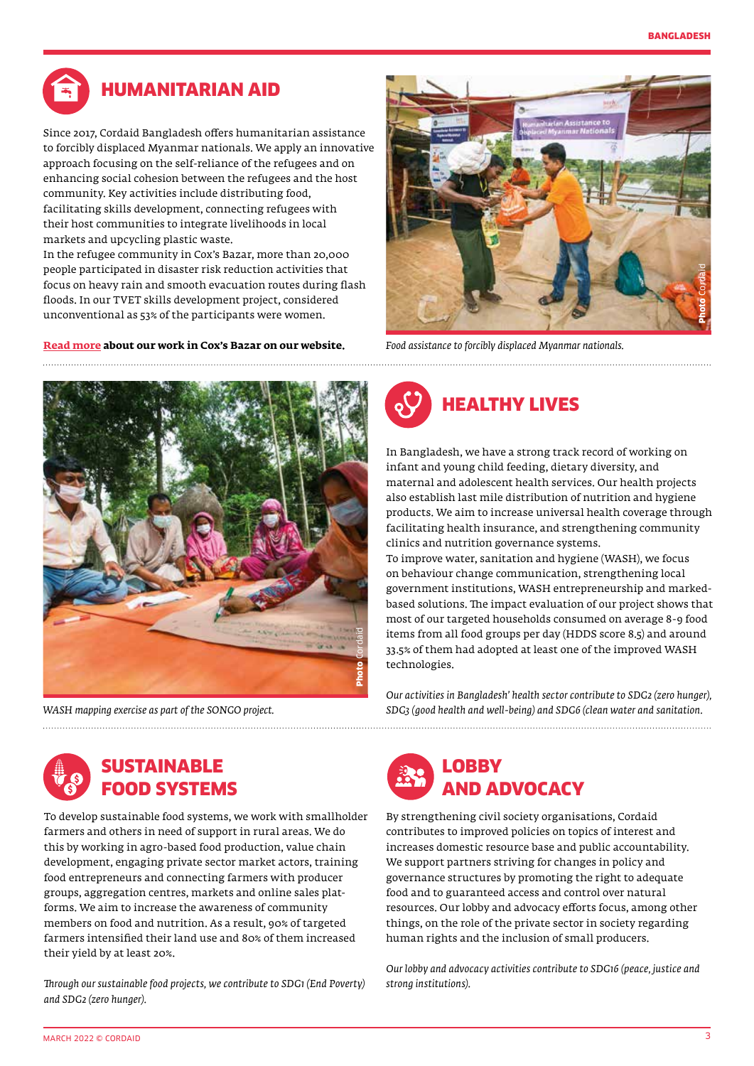## HUMANITARIAN AID

Since 2017, Cordaid Bangladesh offers humanitarian assistance to forcibly displaced Myanmar nationals. We apply an innovative approach focusing on the self-reliance of the refugees and on enhancing social cohesion between the refugees and the host community. Key activities include distributing food, facilitating skills development, connecting refugees with their host communities to integrate livelihoods in local markets and upcycling plastic waste.
In the refugee community in Cox's Bazar, more than 20,000 people participated in disaster risk reduction activities that focus on heavy rain and smooth evacuation routes during flash floods. In our TVET skills development project, considered unconventional as 53% of the participants were women.

**Read more about our work in Cox's Bazar on our website.**

*Food assistance to forcibly displaced Myanmar nationals.*

*WASH mapping exercise as part of the SONGO project.*

## HEALTHY LIVES

In Bangladesh, we have a strong track record of working on infant and young child feeding, dietary diversity, and maternal and adolescent health services. Our health projects also establish last mile distribution of nutrition and hygiene products. We aim to increase universal health coverage through facilitating health insurance, and strengthening community clinics and nutrition governance systems.
To improve water, sanitation and hygiene (WASH), we focus on behaviour change communication, strengthening local government institutions, WASH entrepreneurship and marked-based solutions. The impact evaluation of our project shows that most of our targeted households consumed on average 8-9 food items from all food groups per day (HDDS score 8.5) and around 33.5% of them had adopted at least one of the improved WASH technologies.

*Our activities in Bangladesh' health sector contribute to SDG2 (zero hunger), SDG3 (good health and well-being) and SDG6 (clean water and sanitation.*

## SUSTAINABLE FOOD SYSTEMS

To develop sustainable food systems, we work with smallholder farmers and others in need of support in rural areas. We do this by working in agro-based food production, value chain development, engaging private sector market actors, training food entrepreneurs and connecting farmers with producer groups, aggregation centres, markets and online sales platforms. We aim to increase the awareness of community members on food and nutrition. As a result, 90% of targeted farmers intensified their land use and 80% of them increased their yield by at least 20%.

*Through our sustainable food projects, we contribute to SDG1 (End Poverty) and SDG2 (zero hunger).*

## LOBBY AND ADVOCACY

By strengthening civil society organisations, Cordaid contributes to improved policies on topics of interest and increases domestic resource base and public accountability. We support partners striving for changes in policy and governance structures by promoting the right to adequate food and to guaranteed access and control over natural resources. Our lobby and advocacy efforts focus, among other things, on the role of the private sector in society regarding human rights and the inclusion of small producers.

*Our lobby and advocacy activities contribute to SDG16 (peace, justice and strong institutions).*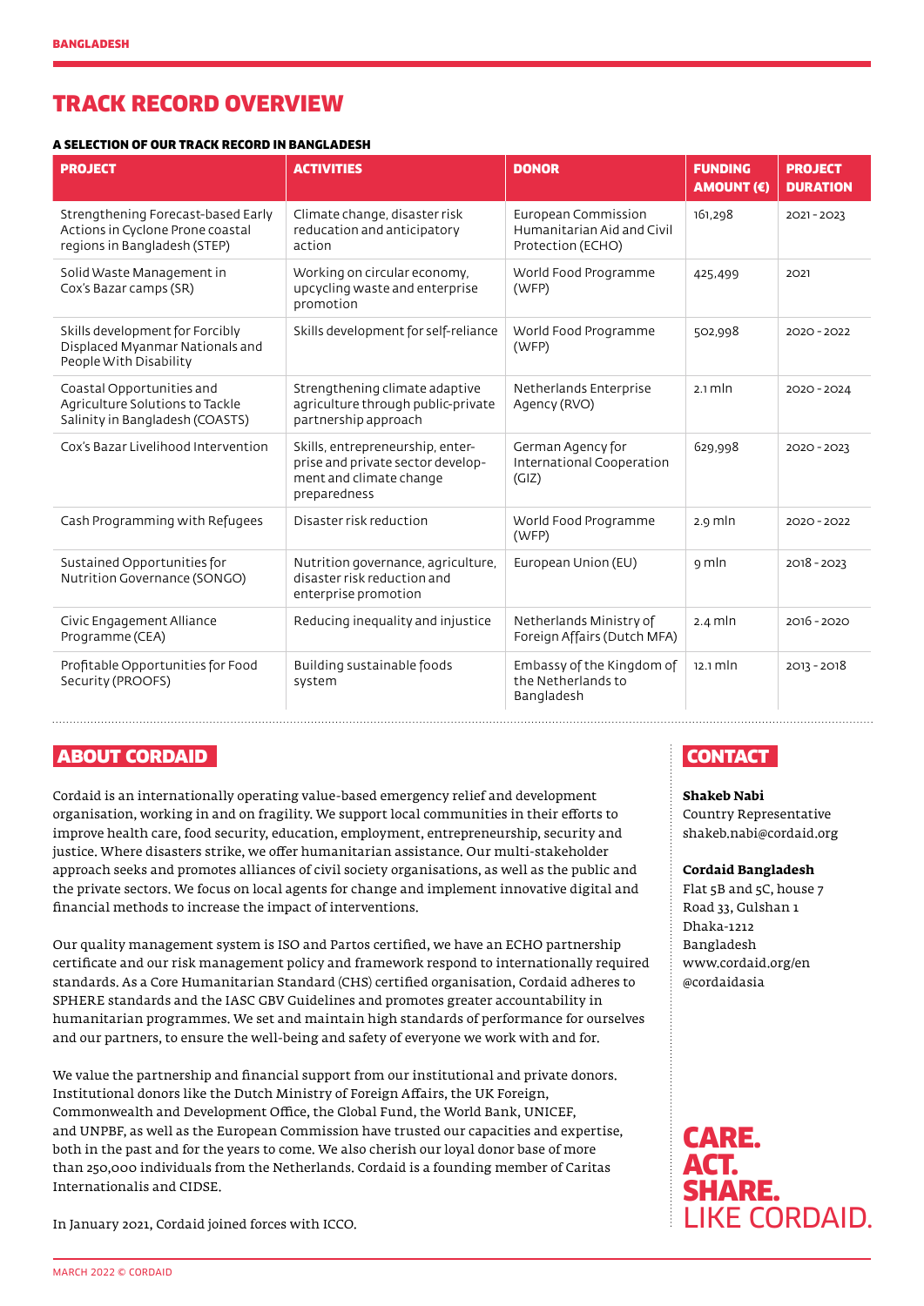# TRACK RECORD OVERVIEW

**A SELECTION OF OUR TRACK RECORD IN BANGLADESH**

| PROJECT | ACTIVITIES | DONOR | FUNDING AMOUNT (€) | PROJECT DURATION |
|---|---|---|---|---|
| Strengthening Forecast-based Early Actions in Cyclone Prone coastal regions in Bangladesh (STEP) | Climate change, disaster risk reducation and anticipatory action | European Commission Humanitarian Aid and Civil Protection (ECHO) | 161,298 | 2021 - 2023 |
| Solid Waste Management in Cox's Bazar camps (SR) | Working on circular economy, upcycling waste and enterprise promotion | World Food Programme (WFP) | 425,499 | 2021 |
| Skills development for Forcibly Displaced Myanmar Nationals and People With Disability | Skills development for self-reliance | World Food Programme (WFP) | 502,998 | 2020 - 2022 |
| Coastal Opportunities and Agriculture Solutions to Tackle Salinity in Bangladesh (COASTS) | Strengthening climate adaptive agriculture through public-private partnership approach | Netherlands Enterprise Agency (RVO) | 2.1 mln | 2020 - 2024 |
| Cox's Bazar Livelihood Intervention | Skills, entrepreneurship, enterprise and private sector development and climate change preparedness | German Agency for International Cooperation (GIZ) | 629,998 | 2020 - 2023 |
| Cash Programming with Refugees | Disaster risk reduction | World Food Programme (WFP) | 2.9 mln | 2020 - 2022 |
| Sustained Opportunities for Nutrition Governance (SONGO) | Nutrition governance, agriculture, disaster risk reduction and enterprise promotion | European Union (EU) | 9 mln | 2018 - 2023 |
| Civic Engagement Alliance Programme (CEA) | Reducing inequality and injustice | Netherlands Ministry of Foreign Affairs (Dutch MFA) | 2.4 mln | 2016 - 2020 |
| Profitable Opportunities for Food Security (PROOFS) | Building sustainable foods system | Embassy of the Kingdom of the Netherlands to Bangladesh | 12.1 mln | 2013 - 2018 |

## ABOUT CORDAID

Cordaid is an internationally operating value-based emergency relief and development organisation, working in and on fragility. We support local communities in their efforts to improve health care, food security, education, employment, entrepreneurship, security and justice. Where disasters strike, we offer humanitarian assistance. Our multi-stakeholder approach seeks and promotes alliances of civil society organisations, as well as the public and the private sectors. We focus on local agents for change and implement innovative digital and financial methods to increase the impact of interventions.

Our quality management system is ISO and Partos certified, we have an ECHO partnership certificate and our risk management policy and framework respond to internationally required standards. As a Core Humanitarian Standard (CHS) certified organisation, Cordaid adheres to SPHERE standards and the IASC GBV Guidelines and promotes greater accountability in humanitarian programmes. We set and maintain high standards of performance for ourselves and our partners, to ensure the well-being and safety of everyone we work with and for.

We value the partnership and financial support from our institutional and private donors. Institutional donors like the Dutch Ministry of Foreign Affairs, the UK Foreign, Commonwealth and Development Office, the Global Fund, the World Bank, UNICEF, and UNPBF, as well as the European Commission have trusted our capacities and expertise, both in the past and for the years to come. We also cherish our loyal donor base of more than 250,000 individuals from the Netherlands. Cordaid is a founding member of Caritas Internationalis and CIDSE.

In January 2021, Cordaid joined forces with ICCO.

## CONTACT

**Shakeb Nabi**
Country Representative
shakeb.nabi@cordaid.org

**Cordaid Bangladesh**
Flat 5B and 5C, house 7
Road 33, Gulshan 1
Dhaka-1212
Bangladesh
www.cordaid.org/en
@cordaidasia

**CARE.**
**ACT.**
**SHARE.**
LIKE CORDAID.

MARCH 2022 © CORDAID